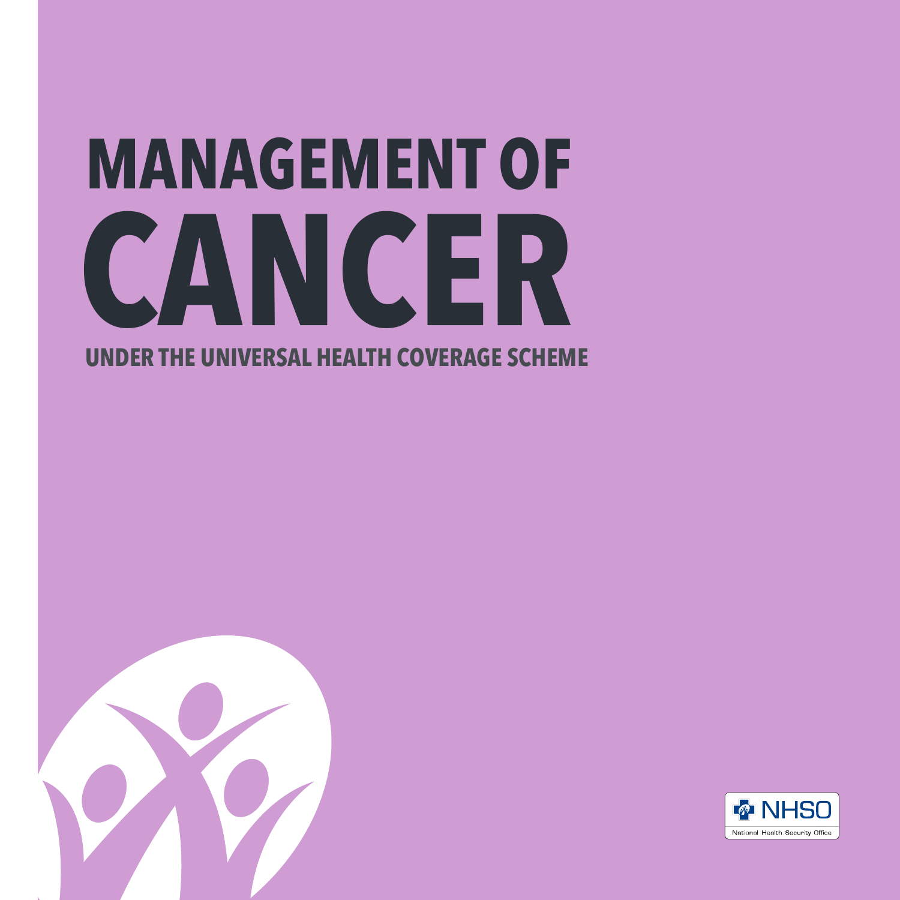# MANAGEMENT OF CANCER

## UNDER THE UNIVERSAL HEALTH COVERAGE SCHEME

NHSO

National Health Security Office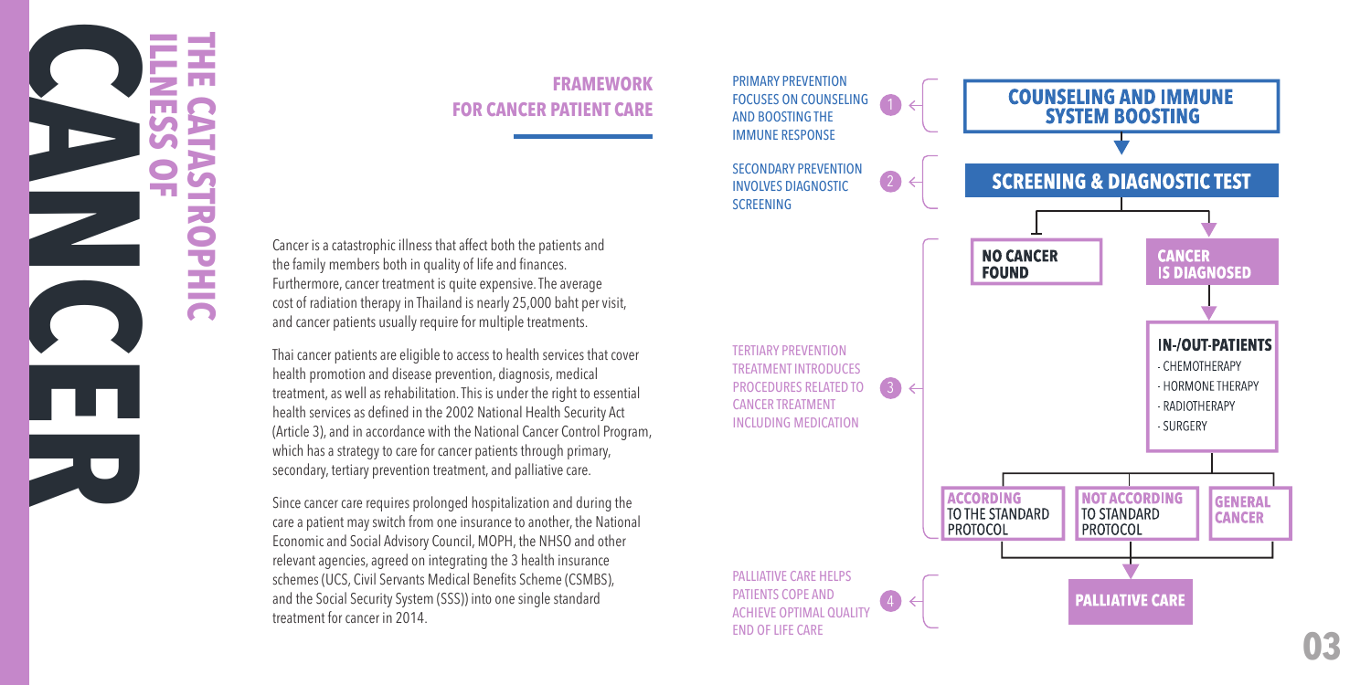# CANCER: THE CATASTROPHIC ILLNESS OF

## FRAMEWORK FOR CANCER PATIENT CARE

Cancer is a catastrophic illness that affect both the patients and the family members both in quality of life and finances. Furthermore, cancer treatment is quite expensive. The average cost of radiation therapy in Thailand is nearly 25,000 baht per visit, and cancer patients usually require for multiple treatments.

Thai cancer patients are eligible to access to health services that cover health promotion and disease prevention, diagnosis, medical treatment, as well as rehabilitation. This is under the right to essential health services as defined in the 2002 National Health Security Act (Article 3), and in accordance with the National Cancer Control Program, which has a strategy to care for cancer patients through primary, secondary, tertiary prevention treatment, and palliative care.

Since cancer care requires prolonged hospitalization and during the care a patient may switch from one insurance to another, the National Economic and Social Advisory Council, MOPH, the NHSO and other relevant agencies, agreed on integrating the 3 health insurance schemes (UCS, Civil Servants Medical Benefits Scheme (CSMBS), and the Social Security System (SSS)) into one single standard treatment for cancer in 2014.

1. PRIMARY PREVENTION FOCUSES ON COUNSELING AND BOOSTING THE IMMUNE RESPONSE
   - **COUNSELING AND IMMUNE SYSTEM BOOSTING**
2. SECONDARY PREVENTION INVOLVES DIAGNOSTIC SCREENING
   - **SCREENING & DIAGNOSTIC TEST**
     - **NO CANCER FOUND**
     - **CANCER IS DIAGNOSED**
3. TERTIARY PREVENTION TREATMENT INTRODUCES PROCEDURES RELATED TO CANCER TREATMENT INCLUDING MEDICATION
   - **IN-/OUT-PATIENTS**
     - CHEMOTHERAPY
     - HORMONE THERAPY
     - RADIOTHERAPY
     - SURGERY
   - **ACCORDING** TO THE STANDARD PROTOCOL
   - **NOT ACCORDING** TO STANDARD PROTOCOL
   - **GENERAL CANCER**
4. PALLIATIVE CARE HELPS PATIENTS COPE AND ACHIEVE OPTIMAL QUALITY END OF LIFE CARE
   - **PALLIATIVE CARE**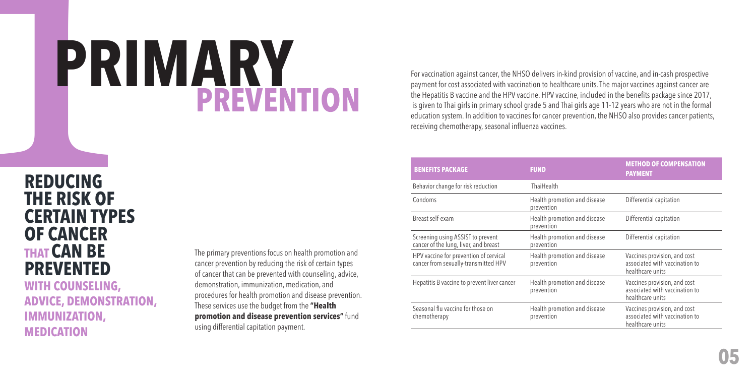# 1 PRIMARY PREVENTION

## REDUCING THE RISK OF CERTAIN TYPES OF CANCER THAT CAN BE PREVENTED WITH COUNSELING, ADVICE, DEMONSTRATION, IMMUNIZATION, MEDICATION

The primary preventions focus on health promotion and cancer prevention by reducing the risk of certain types of cancer that can be prevented with counseling, advice, demonstration, immunization, medication, and procedures for health promotion and disease prevention. These services use the budget from the **"Health promotion and disease prevention services"** fund using differential capitation payment.

For vaccination against cancer, the NHSO delivers in-kind provision of vaccine, and in-cash prospective payment for cost associated with vaccination to healthcare units. The major vaccines against cancer are the Hepatitis B vaccine and the HPV vaccine. HPV vaccine, included in the benefits package since 2017, is given to Thai girls in primary school grade 5 and Thai girls age 11-12 years who are not in the formal education system. In addition to vaccines for cancer prevention, the NHSO also provides cancer patients, receiving chemotherapy, seasonal influenza vaccines.

| BENEFITS PACKAGE | FUND | METHOD OF COMPENSATION PAYMENT |
| --- | --- | --- |
| Behavior change for risk reduction | ThaiHealth | |
| Condoms | Health promotion and disease prevention | Differential capitation |
| Breast self-exam | Health promotion and disease prevention | Differential capitation |
| Screening using ASSIST to prevent cancer of the lung, liver, and breast | Health promotion and disease prevention | Differential capitation |
| HPV vaccine for prevention of cervical cancer from sexually-transmitted HPV | Health promotion and disease prevention | Vaccines provision, and cost associated with vaccination to healthcare units |
| Hepatitis B vaccine to prevent liver cancer | Health promotion and disease prevention | Vaccines provision, and cost associated with vaccination to healthcare units |
| Seasonal flu vaccine for those on chemotherapy | Health promotion and disease prevention | Vaccines provision, and cost associated with vaccination to healthcare units |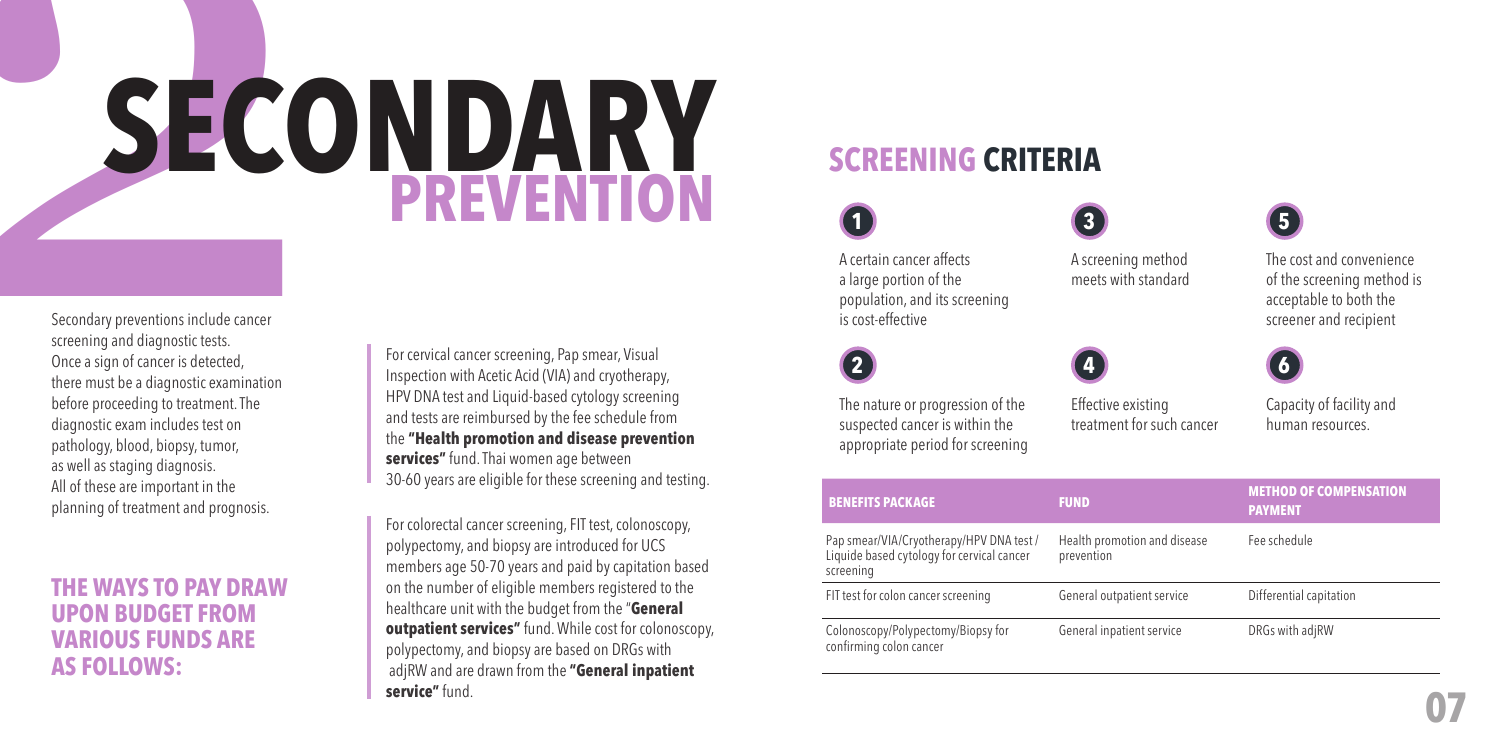# SECONDARY PREVENTION

Secondary preventions include cancer screening and diagnostic tests. Once a sign of cancer is detected, there must be a diagnostic examination before proceeding to treatment. The diagnostic exam includes test on pathology, blood, biopsy, tumor, as well as staging diagnosis. All of these are important in the planning of treatment and prognosis.

## THE WAYS TO PAY DRAW UPON BUDGET FROM VARIOUS FUNDS ARE AS FOLLOWS:

For cervical cancer screening, Pap smear, Visual Inspection with Acetic Acid (VIA) and cryotherapy, HPV DNA test and Liquid-based cytology screening and tests are reimbursed by the fee schedule from the **"Health promotion and disease prevention services"** fund. Thai women age between 30-60 years are eligible for these screening and testing.

For colorectal cancer screening, FIT test, colonoscopy, polypectomy, and biopsy are introduced for UCS members age 50-70 years and paid by capitation based on the number of eligible members registered to the healthcare unit with the budget from the "**General outpatient services"** fund. While cost for colonoscopy, polypectomy, and biopsy are based on DRGs with adjRW and are drawn from the **"General inpatient service"** fund.

## SCREENING CRITERIA

1. A certain cancer affects a large portion of the population, and its screening is cost-effective
2. The nature or progression of the suspected cancer is within the appropriate period for screening
3. A screening method meets with standard
4. Effective existing treatment for such cancer
5. The cost and convenience of the screening method is acceptable to both the screener and recipient
6. Capacity of facility and human resources.

| BENEFITS PACKAGE | FUND | METHOD OF COMPENSATION PAYMENT |
|---|---|---|
| Pap smear/VIA/Cryotherapy/HPV DNA test / Liquide based cytology for cervical cancer screening | Health promotion and disease prevention | Fee schedule |
| FIT test for colon cancer screening | General outpatient service | Differential capitation |
| Colonoscopy/Polypectomy/Biopsy for confirming colon cancer | General inpatient service | DRGs with adjRW |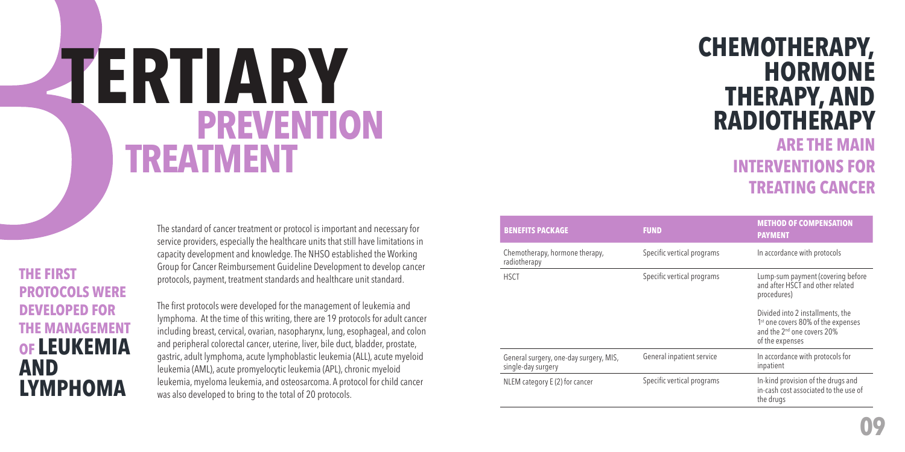# TERTIARY PREVENTION TREATMENT

## THE FIRST PROTOCOLS WERE DEVELOPED FOR THE MANAGEMENT OF LEUKEMIA AND LYMPHOMA

The standard of cancer treatment or protocol is important and necessary for service providers, especially the healthcare units that still have limitations in capacity development and knowledge. The NHSO established the Working Group for Cancer Reimbursement Guideline Development to develop cancer protocols, payment, treatment standards and healthcare unit standard.

The first protocols were developed for the management of leukemia and lymphoma. At the time of this writing, there are 19 protocols for adult cancer including breast, cervical, ovarian, nasopharynx, lung, esophageal, and colon and peripheral colorectal cancer, uterine, liver, bile duct, bladder, prostate, gastric, adult lymphoma, acute lymphoblastic leukemia (ALL), acute myeloid leukemia (AML), acute promyelocytic leukemia (APL), chronic myeloid leukemia, myeloma leukemia, and osteosarcoma. A protocol for child cancer was also developed to bring to the total of 20 protocols.

## CHEMOTHERAPY, HORMONE THERAPY, AND RADIOTHERAPY ARE THE MAIN INTERVENTIONS FOR TREATING CANCER

| BENEFITS PACKAGE | FUND | METHOD OF COMPENSATION PAYMENT |
|---|---|---|
| Chemotherapy, hormone therapy, radiotherapy | Specific vertical programs | In accordance with protocols |
| HSCT | Specific vertical programs | Lump-sum payment (covering before and after HSCT and other related procedures)<br><br>Divided into 2 installments, the 1st one covers 80% of the expenses and the 2nd one covers 20% of the expenses |
| General surgery, one-day surgery, MIS, single-day surgery | General inpatient service | In accordance with protocols for inpatient |
| NLEM category E (2) for cancer | Specific vertical programs | In-kind provision of the drugs and in-cash cost associated to the use of the drugs |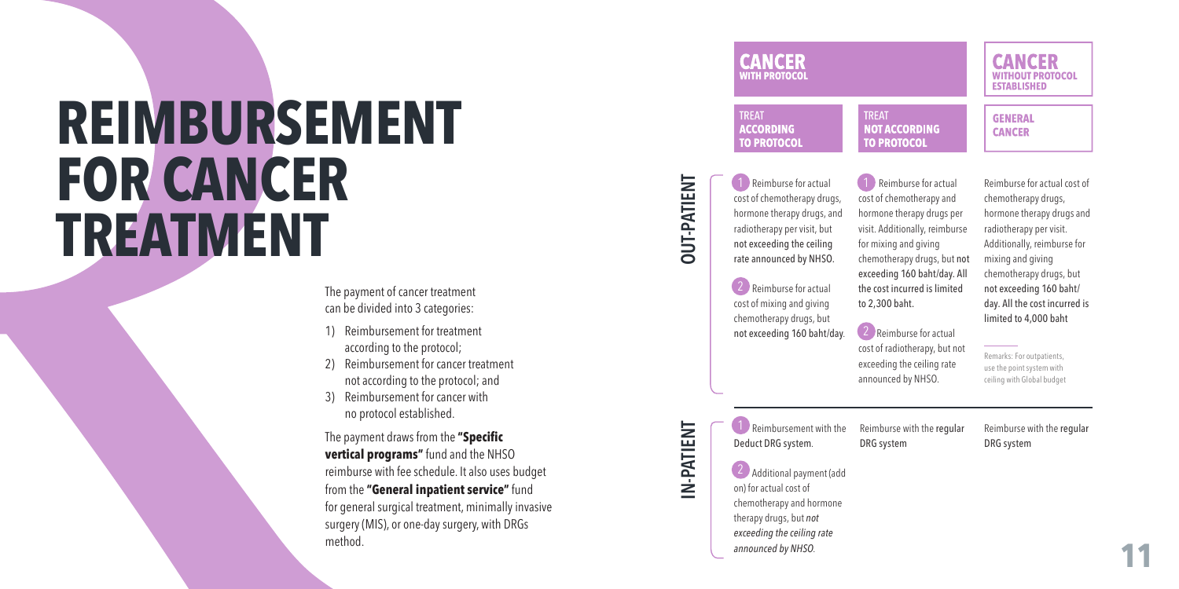# REIMBURSEMENT FOR CANCER TREATMENT

The payment of cancer treatment can be divided into 3 categories:

1) Reimbursement for treatment according to the protocol;
2) Reimbursement for cancer treatment not according to the protocol; and
3) Reimbursement for cancer with no protocol established.

The payment draws from the **"Specific vertical programs"** fund and the NHSO reimburse with fee schedule. It also uses budget from the **"General inpatient service"** fund for general surgical treatment, minimally invasive surgery (MIS), or one-day surgery, with DRGs method.

| | **CANCER WITH PROTOCOL** | | **CANCER WITHOUT PROTOCOL ESTABLISHED** |
|---|---|---|---|
| | **TREAT ACCORDING TO PROTOCOL** | **TREAT NOT ACCORDING TO PROTOCOL** | **GENERAL CANCER** |
| **OUT-PATIENT** | 1 Reimburse for actual cost of chemotherapy drugs, hormone therapy drugs, and radiotherapy per visit, but not exceeding the ceiling rate announced by NHSO.<br><br>2 Reimburse for actual cost of mixing and giving chemotherapy drugs, but not exceeding 160 baht/day. | 1 Reimburse for actual cost of chemotherapy and hormone therapy drugs per visit. Additionally, reimburse for mixing and giving chemotherapy drugs, but not exceeding 160 baht/day. All the cost incurred is limited to 2,300 baht.<br><br>2 Reimburse for actual cost of radiotherapy, but not exceeding the ceiling rate announced by NHSO. | Reimburse for actual cost of chemotherapy drugs, hormone therapy drugs and radiotherapy per visit. Additionally, reimburse for mixing and giving chemotherapy drugs, but not exceeding 160 baht/day. All the cost incurred is limited to 4,000 baht<br><br>Remarks: For outpatients, use the point system with ceiling with Global budget |
| **IN-PATIENT** | 1 Reimbursement with the Deduct DRG system.<br><br>2 Additional payment (add on) for actual cost of chemotherapy and hormone therapy drugs, but *not exceeding the ceiling rate announced by NHSO.* | Reimburse with the regular DRG system | Reimburse with the regular DRG system |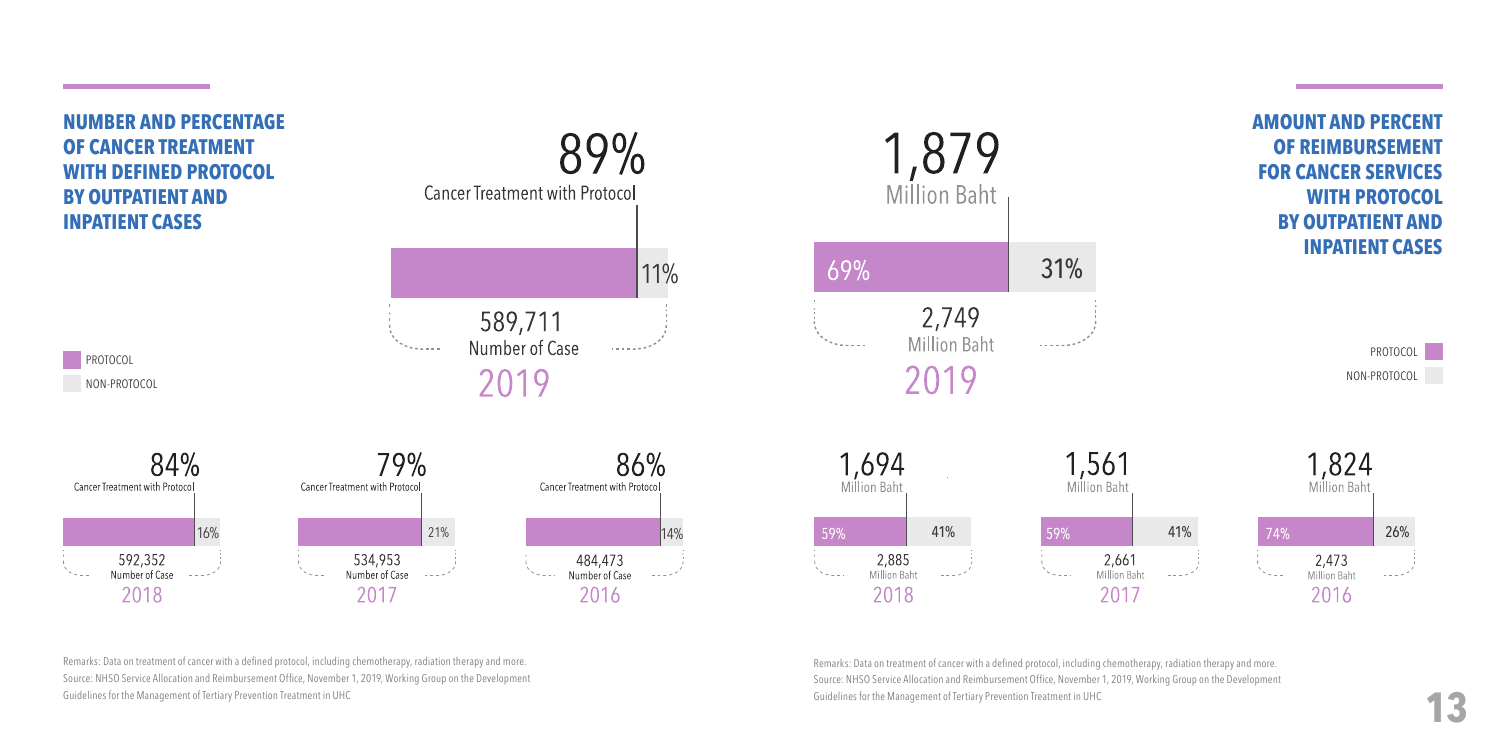## NUMBER AND PERCENTAGE OF CANCER TREATMENT WITH DEFINED PROTOCOL BY OUTPATIENT AND INPATIENT CASES

PROTOCOL
NON-PROTOCOL

| Year | Number of Case | Cancer Treatment with Protocol | Non-Protocol |
|---|---|---|---|
| 2019 | 589,711 | 89% | 11% |
| 2018 | 592,352 | 84% | 16% |
| 2017 | 534,953 | 79% | 21% |
| 2016 | 484,473 | 86% | 14% |

Remarks: Data on treatment of cancer with a defined protocol, including chemotherapy, radiation therapy and more.
Source: NHSO Service Allocation and Reimbursement Office, November 1, 2019, Working Group on the Development Guidelines for the Management of Tertiary Prevention Treatment in UHC

## AMOUNT AND PERCENT OF REIMBURSEMENT FOR CANCER SERVICES WITH PROTOCOL BY OUTPATIENT AND INPATIENT CASES

PROTOCOL
NON-PROTOCOL

| Year | Total (Million Baht) | Protocol (Million Baht) | Protocol | Non-Protocol |
|---|---|---|---|---|
| 2019 | 2,749 | 1,879 | 69% | 31% |
| 2018 | 2,885 | 1,694 | 59% | 41% |
| 2017 | 2,661 | 1,561 | 59% | 41% |
| 2016 | 2,473 | 1,824 | 74% | 26% |

Remarks: Data on treatment of cancer with a defined protocol, including chemotherapy, radiation therapy and more.
Source: NHSO Service Allocation and Reimbursement Office, November 1, 2019, Working Group on the Development Guidelines for the Management of Tertiary Prevention Treatment in UHC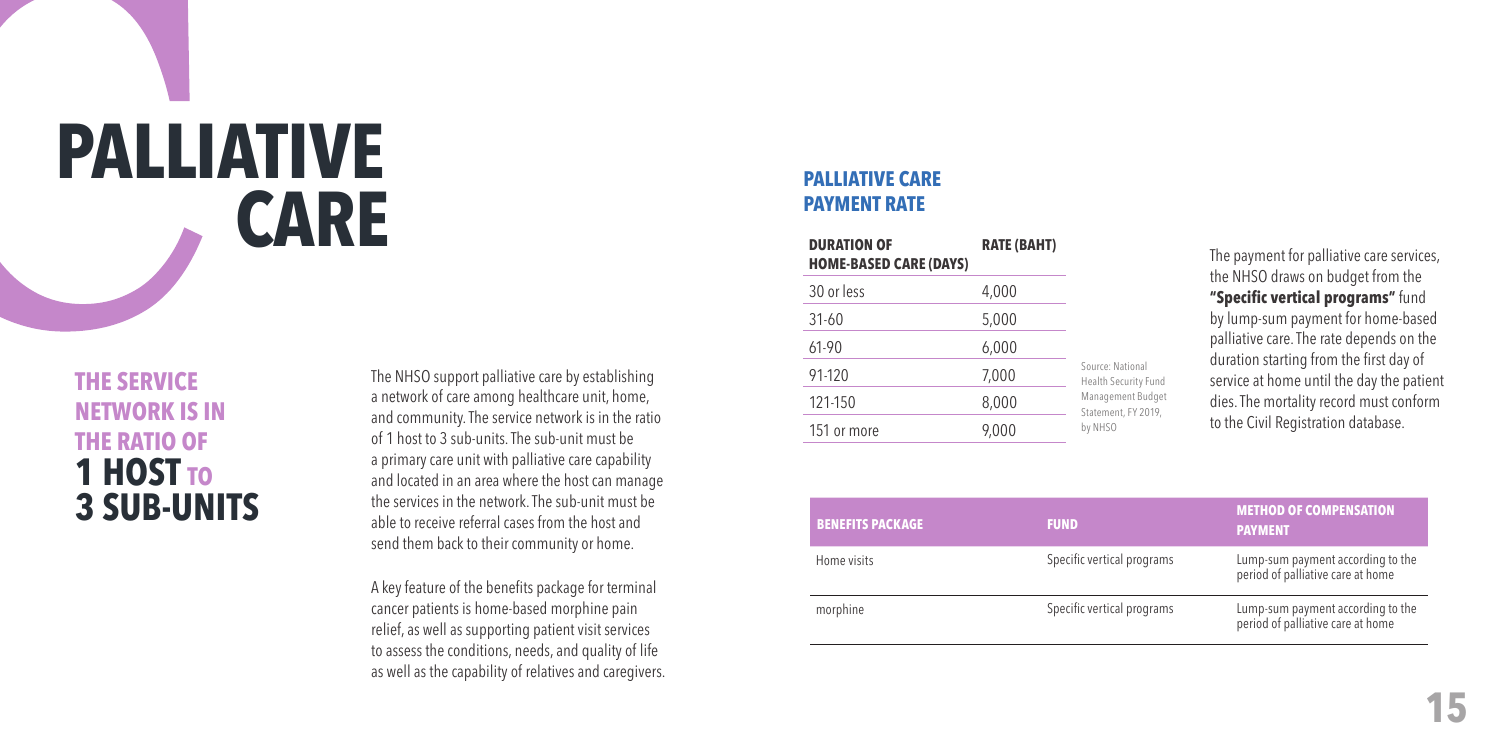# PALLIATIVE CARE

## THE SERVICE NETWORK IS IN THE RATIO OF 1 HOST TO 3 SUB-UNITS

The NHSO support palliative care by establishing a network of care among healthcare unit, home, and community. The service network is in the ratio of 1 host to 3 sub-units. The sub-unit must be a primary care unit with palliative care capability and located in an area where the host can manage the services in the network. The sub-unit must be able to receive referral cases from the host and send them back to their community or home.

A key feature of the benefits package for terminal cancer patients is home-based morphine pain relief, as well as supporting patient visit services to assess the conditions, needs, and quality of life as well as the capability of relatives and caregivers.

### PALLIATIVE CARE PAYMENT RATE

| DURATION OF HOME-BASED CARE (DAYS) | RATE (BAHT) |
| --- | --- |
| 30 or less | 4,000 |
| 31-60 | 5,000 |
| 61-90 | 6,000 |
| 91-120 | 7,000 |
| 121-150 | 8,000 |
| 151 or more | 9,000 |

Source: National Health Security Fund Management Budget Statement, FY 2019, by NHSO

The payment for palliative care services, the NHSO draws on budget from the **"Specific vertical programs"** fund by lump-sum payment for home-based palliative care. The rate depends on the duration starting from the first day of service at home until the day the patient dies. The mortality record must conform to the Civil Registration database.

| BENEFITS PACKAGE | FUND | METHOD OF COMPENSATION PAYMENT |
| --- | --- | --- |
| Home visits | Specific vertical programs | Lump-sum payment according to the period of palliative care at home |
| morphine | Specific vertical programs | Lump-sum payment according to the period of palliative care at home |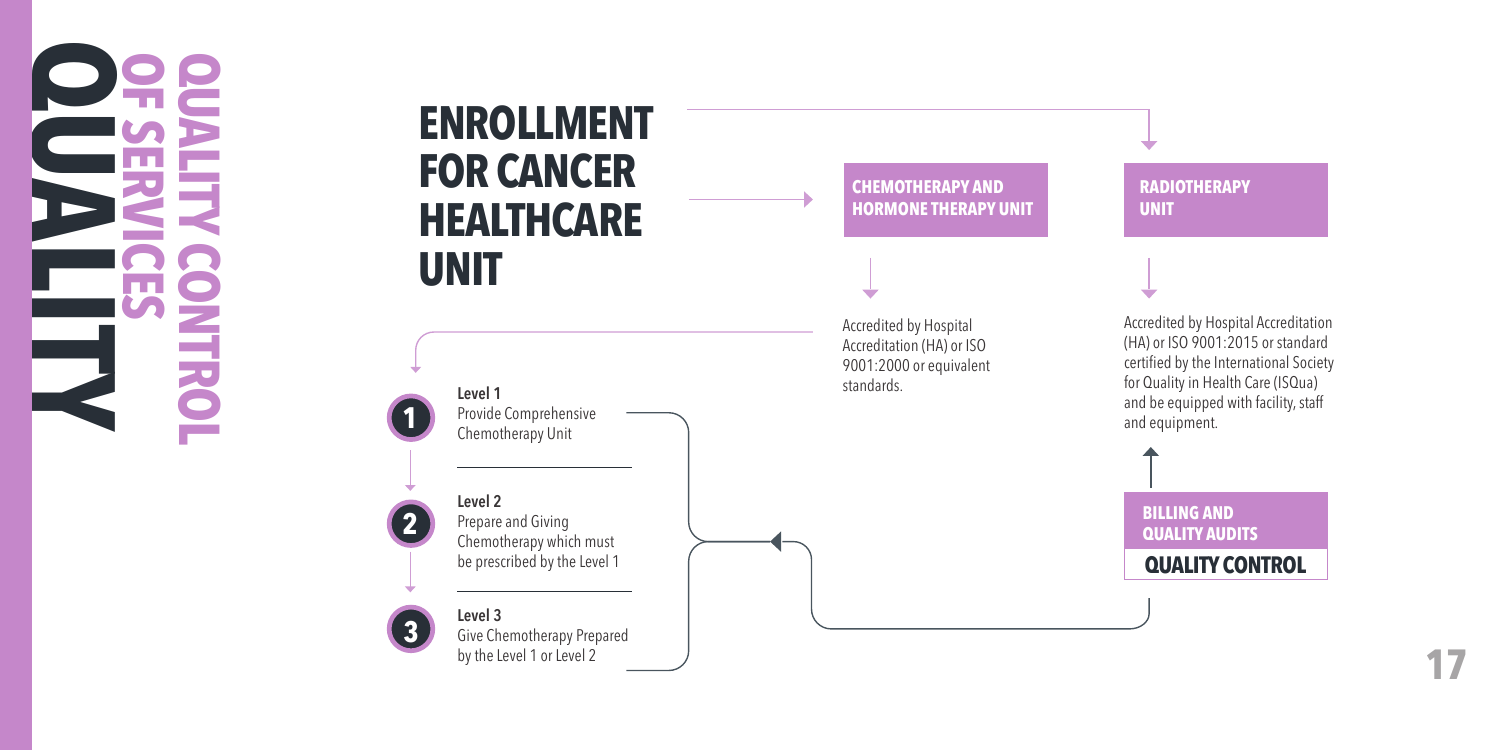# QUALITY

## QUALITY CONTROL OF SERVICES

## ENROLLMENT FOR CANCER HEALTHCARE UNIT

### CHEMOTHERAPY AND HORMONE THERAPY UNIT

Accredited by Hospital Accreditation (HA) or ISO 9001:2000 or equivalent standards.

**Level 1**
Provide Comprehensive Chemotherapy Unit

**Level 2**
Prepare and Giving Chemotherapy which must be prescribed by the Level 1

**Level 3**
Give Chemotherapy Prepared by the Level 1 or Level 2

### RADIOTHERAPY UNIT

Accredited by Hospital Accreditation (HA) or ISO 9001:2015 or standard certified by the International Society for Quality in Health Care (ISQua) and be equipped with facility, staff and equipment.

### BILLING AND QUALITY AUDITS

### QUALITY CONTROL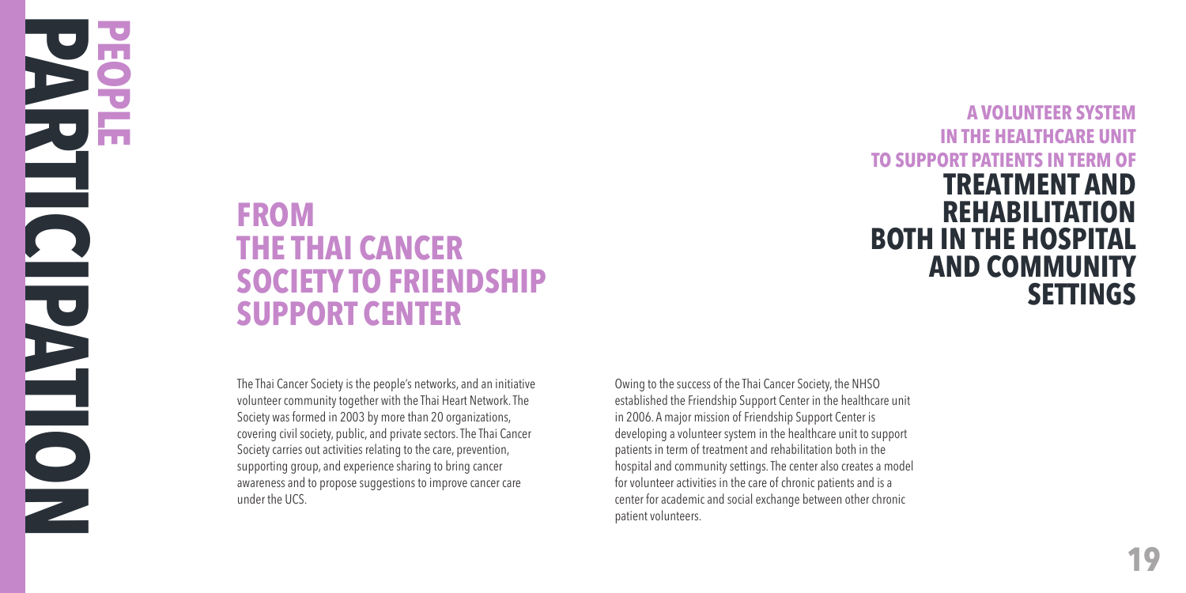# PEOPLE PARTICIPATION

## FROM THE THAI CANCER SOCIETY TO FRIENDSHIP SUPPORT CENTER

## A VOLUNTEER SYSTEM IN THE HEALTHCARE UNIT TO SUPPORT PATIENTS IN TERM OF TREATMENT AND REHABILITATION BOTH IN THE HOSPITAL AND COMMUNITY SETTINGS

The Thai Cancer Society is the people's networks, and an initiative volunteer community together with the Thai Heart Network. The Society was formed in 2003 by more than 20 organizations, covering civil society, public, and private sectors. The Thai Cancer Society carries out activities relating to the care, prevention, supporting group, and experience sharing to bring cancer awareness and to propose suggestions to improve cancer care under the UCS.

Owing to the success of the Thai Cancer Society, the NHSO established the Friendship Support Center in the healthcare unit in 2006. A major mission of Friendship Support Center is developing a volunteer system in the healthcare unit to support patients in term of treatment and rehabilitation both in the hospital and community settings. The center also creates a model for volunteer activities in the care of chronic patients and is a center for academic and social exchange between other chronic patient volunteers.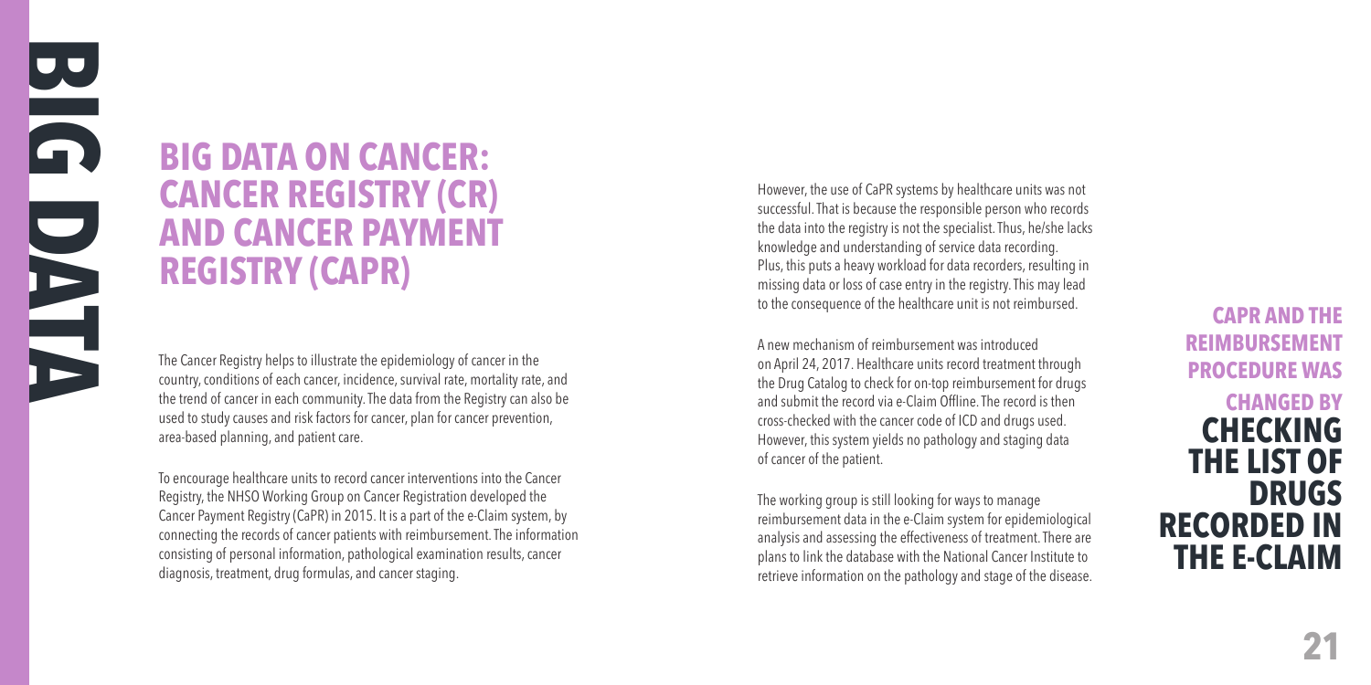# BIG DATA ON CANCER: CANCER REGISTRY (CR) AND CANCER PAYMENT REGISTRY (CAPR)

The Cancer Registry helps to illustrate the epidemiology of cancer in the country, conditions of each cancer, incidence, survival rate, mortality rate, and the trend of cancer in each community. The data from the Registry can also be used to study causes and risk factors for cancer, plan for cancer prevention, area-based planning, and patient care.

To encourage healthcare units to record cancer interventions into the Cancer Registry, the NHSO Working Group on Cancer Registration developed the Cancer Payment Registry (CaPR) in 2015. It is a part of the e-Claim system, by connecting the records of cancer patients with reimbursement. The information consisting of personal information, pathological examination results, cancer diagnosis, treatment, drug formulas, and cancer staging.

However, the use of CaPR systems by healthcare units was not successful. That is because the responsible person who records the data into the registry is not the specialist. Thus, he/she lacks knowledge and understanding of service data recording. Plus, this puts a heavy workload for data recorders, resulting in missing data or loss of case entry in the registry. This may lead to the consequence of the healthcare unit is not reimbursed.

A new mechanism of reimbursement was introduced on April 24, 2017. Healthcare units record treatment through the Drug Catalog to check for on-top reimbursement for drugs and submit the record via e-Claim Offline. The record is then cross-checked with the cancer code of ICD and drugs used. However, this system yields no pathology and staging data of cancer of the patient.

The working group is still looking for ways to manage reimbursement data in the e-Claim system for epidemiological analysis and assessing the effectiveness of treatment. There are plans to link the database with the National Cancer Institute to retrieve information on the pathology and stage of the disease.

**CAPR AND THE REIMBURSEMENT PROCEDURE WAS CHANGED BY CHECKING THE LIST OF DRUGS RECORDED IN THE E-CLAIM**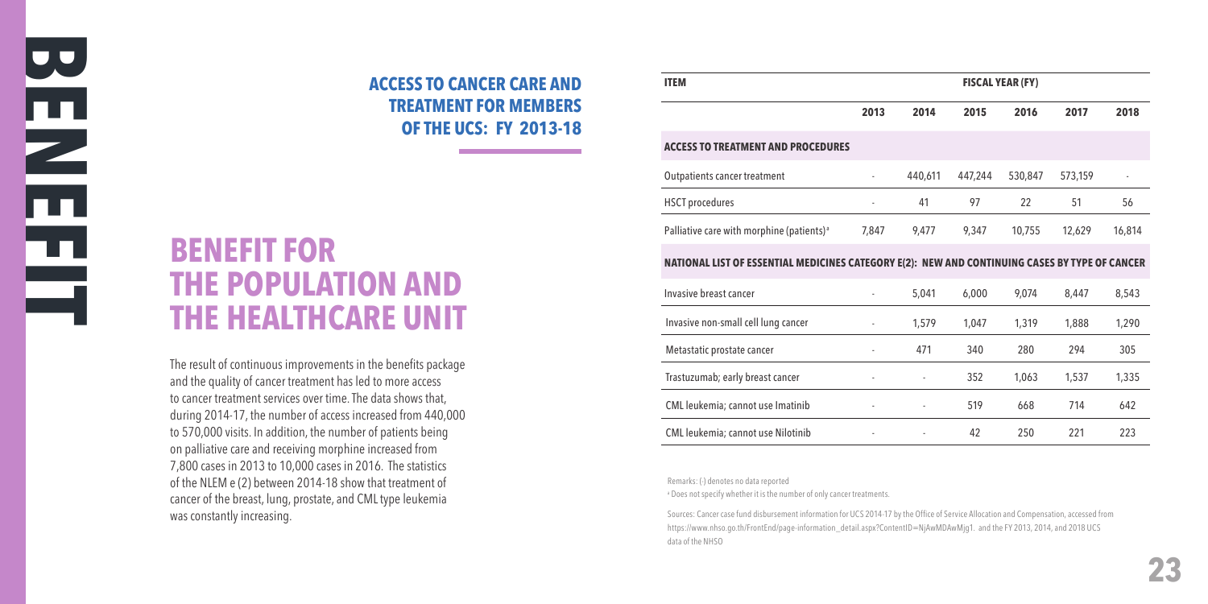BENEFIT

## ACCESS TO CANCER CARE AND TREATMENT FOR MEMBERS OF THE UCS: FY 2013-18

# BENEFIT FOR THE POPULATION AND THE HEALTHCARE UNIT

The result of continuous improvements in the benefits package and the quality of cancer treatment has led to more access to cancer treatment services over time. The data shows that, during 2014-17, the number of access increased from 440,000 to 570,000 visits. In addition, the number of patients being on palliative care and receiving morphine increased from 7,800 cases in 2013 to 10,000 cases in 2016. The statistics of the NLEM e (2) between 2014-18 show that treatment of cancer of the breast, lung, prostate, and CML type leukemia was constantly increasing.

| ITEM | FISCAL YEAR (FY) | | | | | |
|---|---|---|---|---|---|---|
| | 2013 | 2014 | 2015 | 2016 | 2017 | 2018 |
| **ACCESS TO TREATMENT AND PROCEDURES** | | | | | | |
| Outpatients cancer treatment | - | 440,611 | 447,244 | 530,847 | 573,159 | - |
| HSCT procedures | - | 41 | 97 | 22 | 51 | 56 |
| Palliative care with morphine (patients)[a] | 7,847 | 9,477 | 9,347 | 10,755 | 12,629 | 16,814 |
| **NATIONAL LIST OF ESSENTIAL MEDICINES CATEGORY E(2): NEW AND CONTINUING CASES BY TYPE OF CANCER** | | | | | | |
| Invasive breast cancer | - | 5,041 | 6,000 | 9,074 | 8,447 | 8,543 |
| Invasive non-small cell lung cancer | - | 1,579 | 1,047 | 1,319 | 1,888 | 1,290 |
| Metastatic prostate cancer | - | 471 | 340 | 280 | 294 | 305 |
| Trastuzumab; early breast cancer | - | - | 352 | 1,063 | 1,537 | 1,335 |
| CML leukemia; cannot use Imatinib | - | - | 519 | 668 | 714 | 642 |
| CML leukemia; cannot use Nilotinib | - | - | 42 | 250 | 221 | 223 |

Remarks: (-) denotes no data reported

[a] Does not specify whether it is the number of only cancer treatments.

Sources: Cancer case fund disbursement information for UCS 2014-17 by the Office of Service Allocation and Compensation, accessed from https://www.nhso.go.th/FrontEnd/page-information_detail.aspx?ContentID=NjAwMDAwMjg1. and the FY 2013, 2014, and 2018 UCS data of the NHSO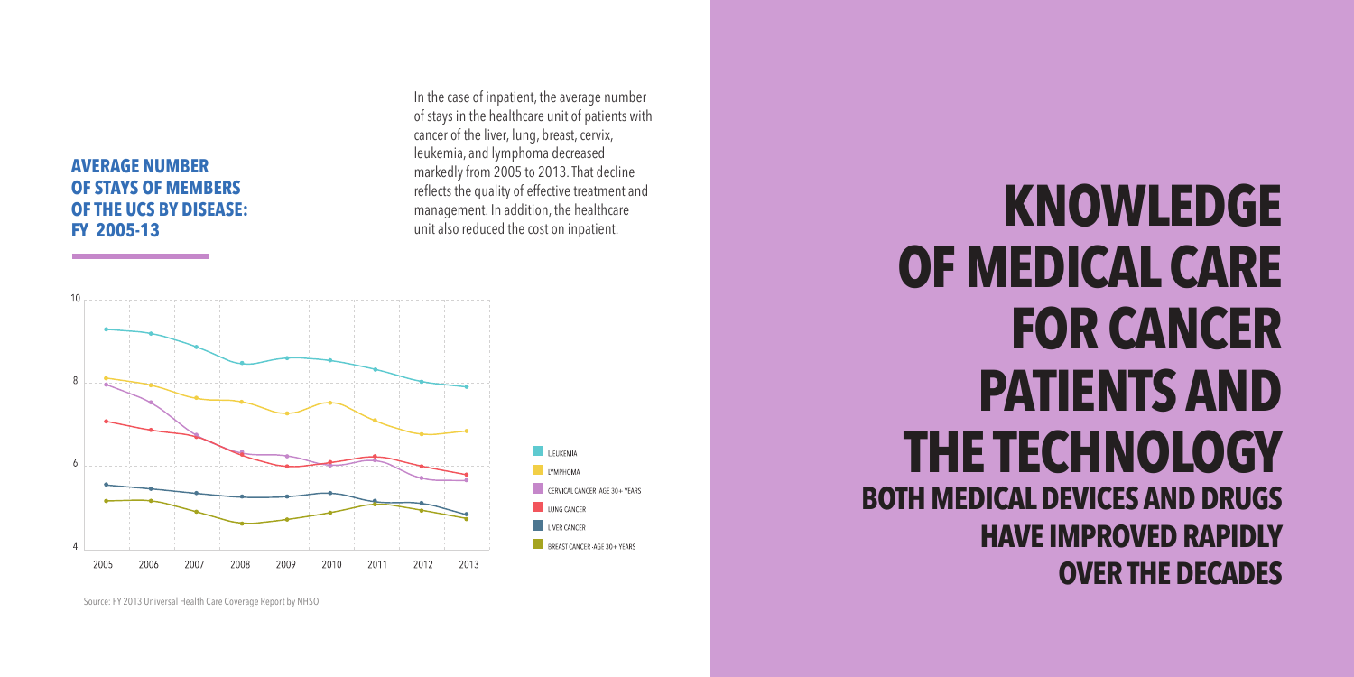## AVERAGE NUMBER OF STAYS OF MEMBERS OF THE UCS BY DISEASE: FY 2005-13

In the case of inpatient, the average number of stays in the healthcare unit of patients with cancer of the liver, lung, breast, cervix, leukemia, and lymphoma decreased markedly from 2005 to 2013. That decline reflects the quality of effective treatment and management. In addition, the healthcare unit also reduced the cost on inpatient.

Source: FY 2013 Universal Health Care Coverage Report by NHSO

# KNOWLEDGE OF MEDICAL CARE FOR CANCER PATIENTS AND THE TECHNOLOGY

## BOTH MEDICAL DEVICES AND DRUGS HAVE IMPROVED RAPIDLY OVER THE DECADES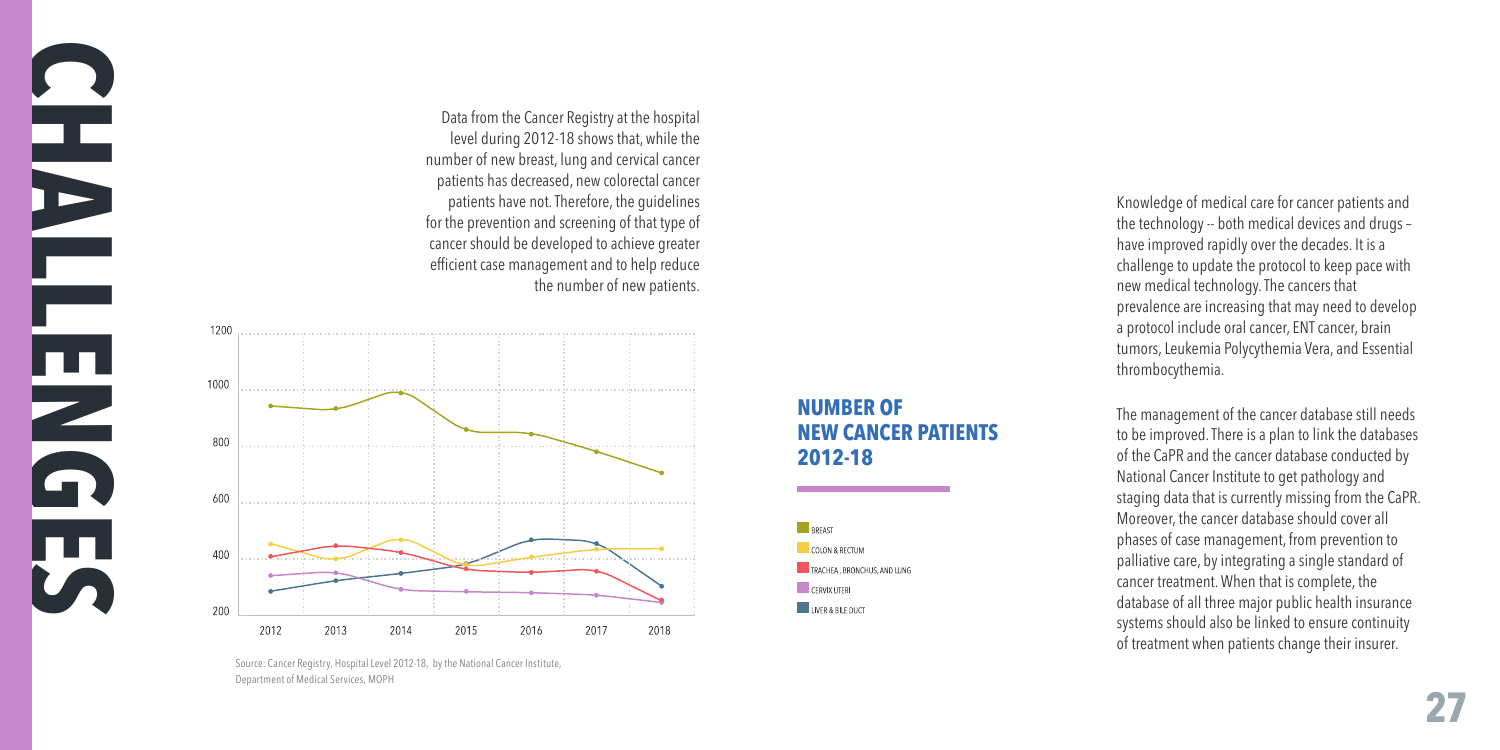# CHALLENGES

Data from the Cancer Registry at the hospital level during 2012-18 shows that, while the number of new breast, lung and cervical cancer patients has decreased, new colorectal cancer patients have not. Therefore, the guidelines for the prevention and screening of that type of cancer should be developed to achieve greater efficient case management and to help reduce the number of new patients.

## NUMBER OF NEW CANCER PATIENTS 2012-18

- BREAST
- COLON & RECTUM
- TRACHEA , BRONCHUS, AND LUNG
- CERVIX UTERI
- LIVER & BILE DUCT

Source: Cancer Registry, Hospital Level 2012-18, by the National Cancer Institute, Department of Medical Services, MOPH

Knowledge of medical care for cancer patients and the technology -- both medical devices and drugs – have improved rapidly over the decades. It is a challenge to update the protocol to keep pace with new medical technology. The cancers that prevalence are increasing that may need to develop a protocol include oral cancer, ENT cancer, brain tumors, Leukemia Polycythemia Vera, and Essential thrombocythemia.

The management of the cancer database still needs to be improved. There is a plan to link the databases of the CaPR and the cancer database conducted by National Cancer Institute to get pathology and staging data that is currently missing from the CaPR. Moreover, the cancer database should cover all phases of case management, from prevention to palliative care, by integrating a single standard of cancer treatment. When that is complete, the database of all three major public health insurance systems should also be linked to ensure continuity of treatment when patients change their insurer.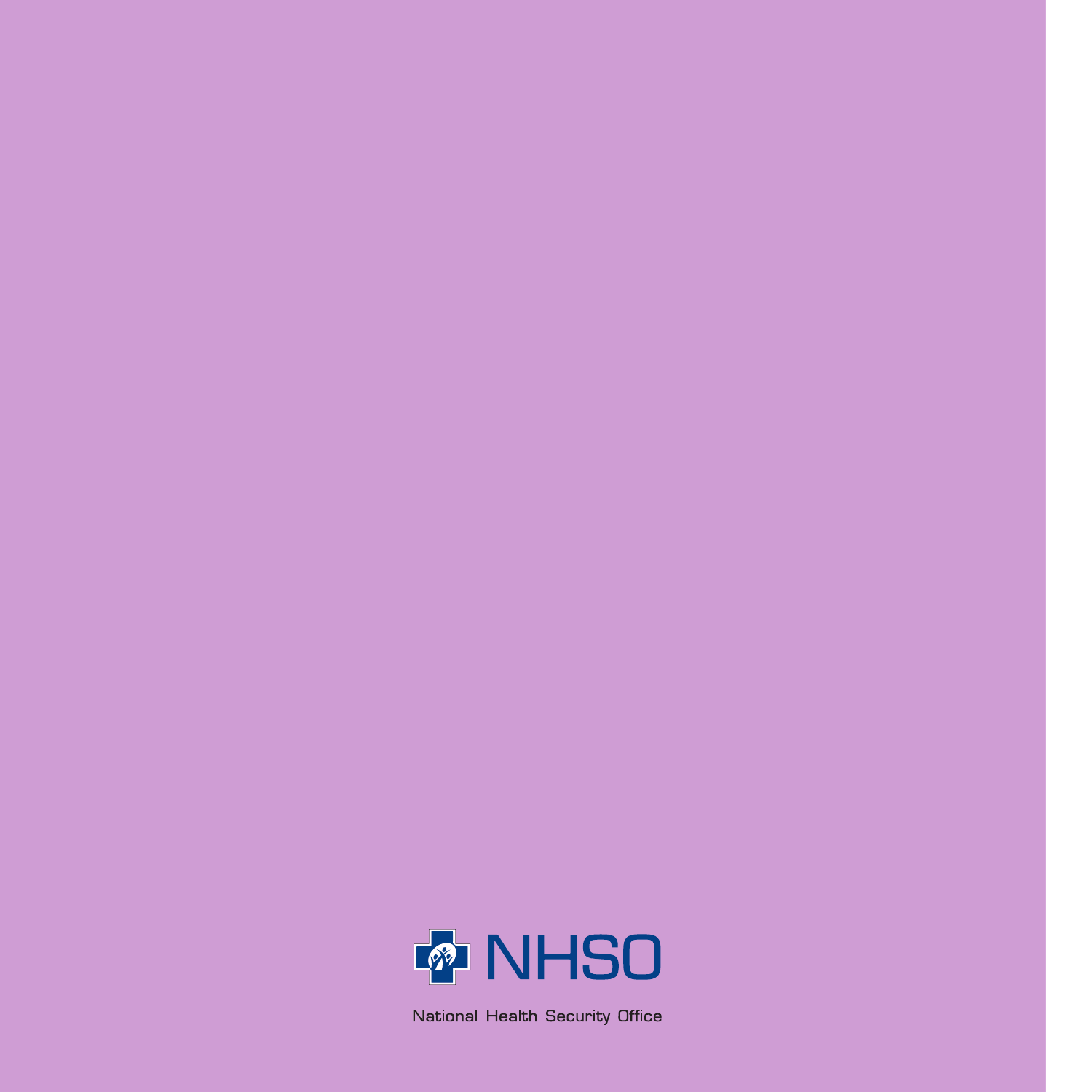NHSO

National Health Security Office